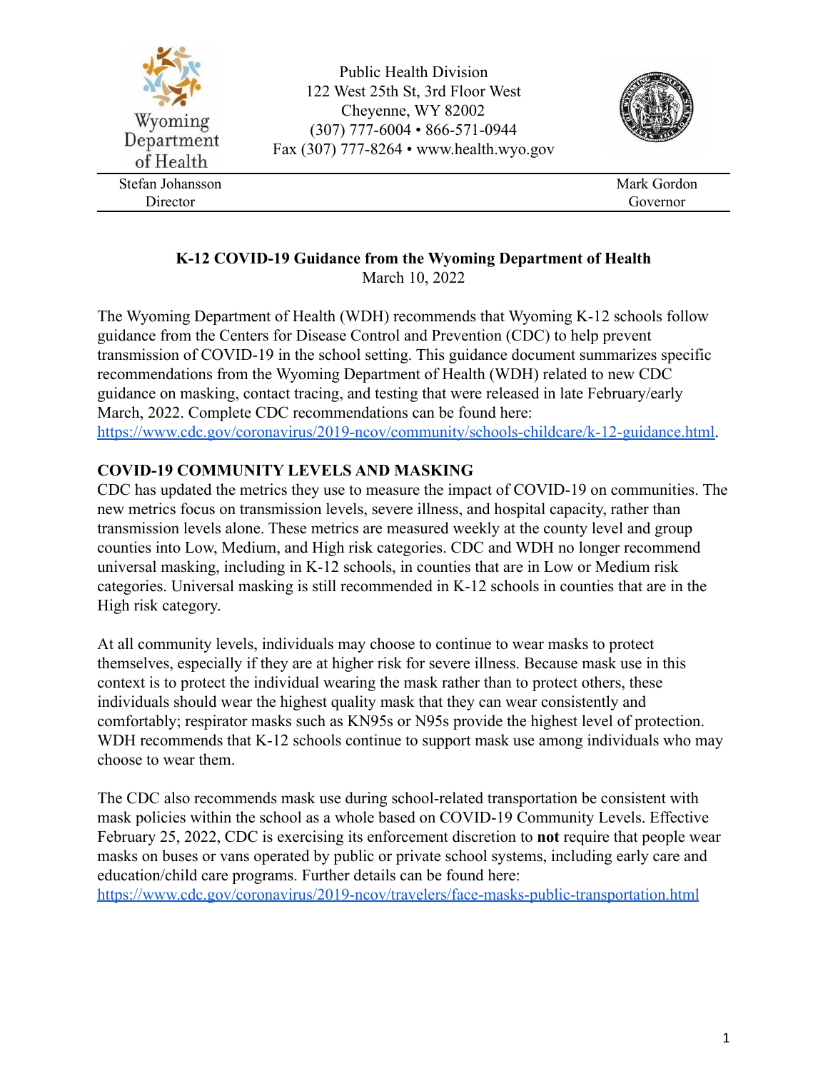Wyoming Department of Health

Public Health Division
122 West 25th St, 3rd Floor West
Cheyenne, WY 82002
(307) 777-6004 • 866-571-0944
Fax (307) 777-8264 • www.health.wyo.gov

Stefan Johansson
Director

Mark Gordon
Governor

**K-12 COVID-19 Guidance from the Wyoming Department of Health**
March 10, 2022

The Wyoming Department of Health (WDH) recommends that Wyoming K-12 schools follow guidance from the Centers for Disease Control and Prevention (CDC) to help prevent transmission of COVID-19 in the school setting. This guidance document summarizes specific recommendations from the Wyoming Department of Health (WDH) related to new CDC guidance on masking, contact tracing, and testing that were released in late February/early March, 2022. Complete CDC recommendations can be found here: https://www.cdc.gov/coronavirus/2019-ncov/community/schools-childcare/k-12-guidance.html.

## COVID-19 COMMUNITY LEVELS AND MASKING

CDC has updated the metrics they use to measure the impact of COVID-19 on communities. The new metrics focus on transmission levels, severe illness, and hospital capacity, rather than transmission levels alone. These metrics are measured weekly at the county level and group counties into Low, Medium, and High risk categories. CDC and WDH no longer recommend universal masking, including in K-12 schools, in counties that are in Low or Medium risk categories. Universal masking is still recommended in K-12 schools in counties that are in the High risk category.

At all community levels, individuals may choose to continue to wear masks to protect themselves, especially if they are at higher risk for severe illness. Because mask use in this context is to protect the individual wearing the mask rather than to protect others, these individuals should wear the highest quality mask that they can wear consistently and comfortably; respirator masks such as KN95s or N95s provide the highest level of protection. WDH recommends that K-12 schools continue to support mask use among individuals who may choose to wear them.

The CDC also recommends mask use during school-related transportation be consistent with mask policies within the school as a whole based on COVID-19 Community Levels. Effective February 25, 2022, CDC is exercising its enforcement discretion to **not** require that people wear masks on buses or vans operated by public or private school systems, including early care and education/child care programs. Further details can be found here: https://www.cdc.gov/coronavirus/2019-ncov/travelers/face-masks-public-transportation.html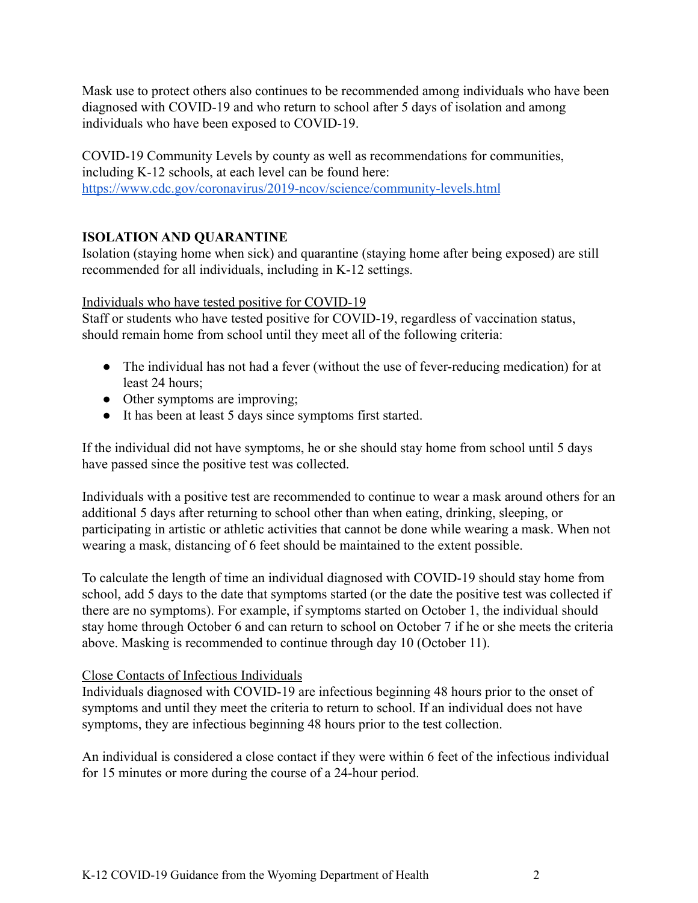Mask use to protect others also continues to be recommended among individuals who have been diagnosed with COVID-19 and who return to school after 5 days of isolation and among individuals who have been exposed to COVID-19.

COVID-19 Community Levels by county as well as recommendations for communities, including K-12 schools, at each level can be found here: [https://www.cdc.gov/coronavirus/2019-ncov/science/community-levels.html](https://www.cdc.gov/coronavirus/2019-ncov/science/community-levels.html)

## ISOLATION AND QUARANTINE

Isolation (staying home when sick) and quarantine (staying home after being exposed) are still recommended for all individuals, including in K-12 settings.

### Individuals who have tested positive for COVID-19

Staff or students who have tested positive for COVID-19, regardless of vaccination status, should remain home from school until they meet all of the following criteria:

- The individual has not had a fever (without the use of fever-reducing medication) for at least 24 hours;
- Other symptoms are improving;
- It has been at least 5 days since symptoms first started.

If the individual did not have symptoms, he or she should stay home from school until 5 days have passed since the positive test was collected.

Individuals with a positive test are recommended to continue to wear a mask around others for an additional 5 days after returning to school other than when eating, drinking, sleeping, or participating in artistic or athletic activities that cannot be done while wearing a mask. When not wearing a mask, distancing of 6 feet should be maintained to the extent possible.

To calculate the length of time an individual diagnosed with COVID-19 should stay home from school, add 5 days to the date that symptoms started (or the date the positive test was collected if there are no symptoms). For example, if symptoms started on October 1, the individual should stay home through October 6 and can return to school on October 7 if he or she meets the criteria above. Masking is recommended to continue through day 10 (October 11).

### Close Contacts of Infectious Individuals

Individuals diagnosed with COVID-19 are infectious beginning 48 hours prior to the onset of symptoms and until they meet the criteria to return to school. If an individual does not have symptoms, they are infectious beginning 48 hours prior to the test collection.

An individual is considered a close contact if they were within 6 feet of the infectious individual for 15 minutes or more during the course of a 24-hour period.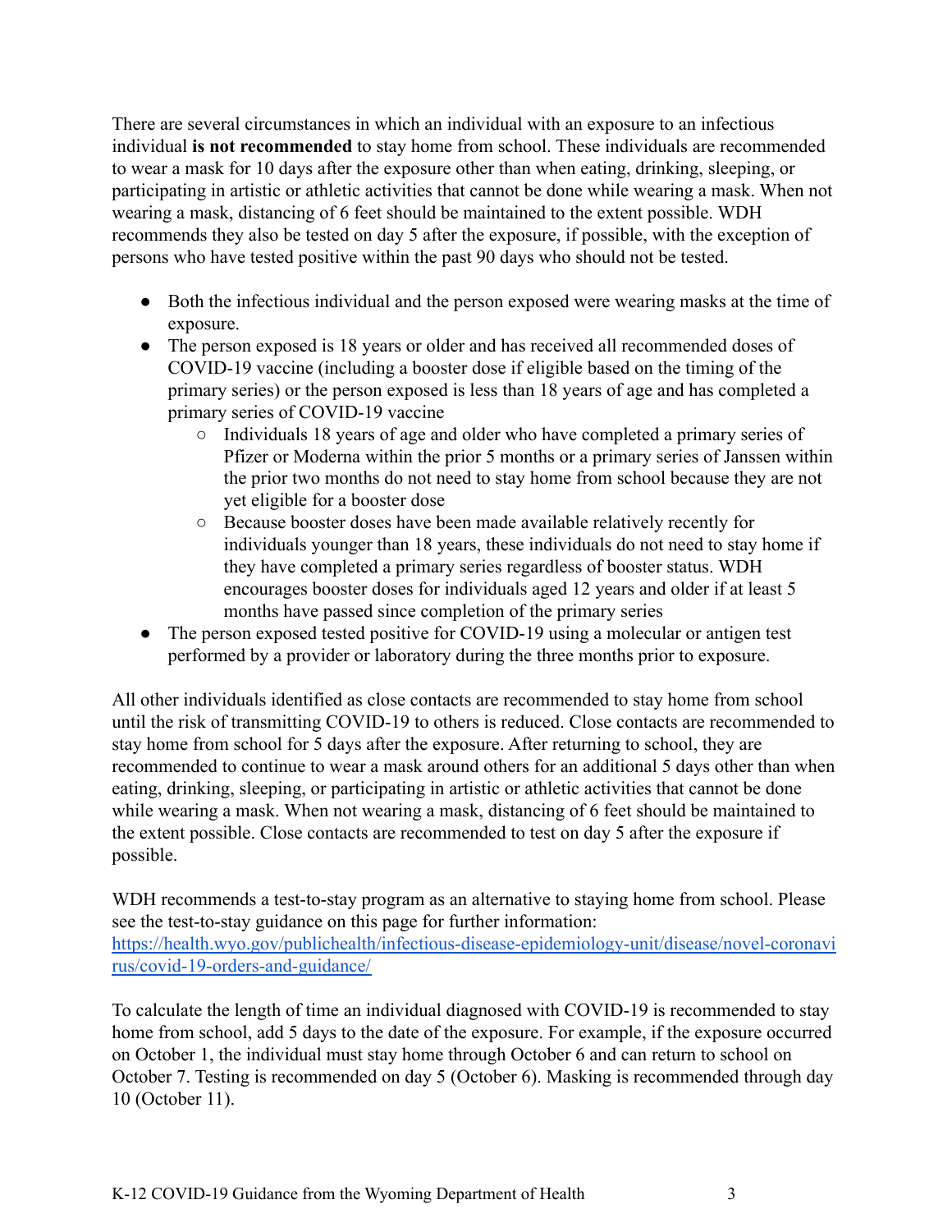There are several circumstances in which an individual with an exposure to an infectious individual **is not recommended** to stay home from school. These individuals are recommended to wear a mask for 10 days after the exposure other than when eating, drinking, sleeping, or participating in artistic or athletic activities that cannot be done while wearing a mask. When not wearing a mask, distancing of 6 feet should be maintained to the extent possible. WDH recommends they also be tested on day 5 after the exposure, if possible, with the exception of persons who have tested positive within the past 90 days who should not be tested.

- Both the infectious individual and the person exposed were wearing masks at the time of exposure.
- The person exposed is 18 years or older and has received all recommended doses of COVID-19 vaccine (including a booster dose if eligible based on the timing of the primary series) or the person exposed is less than 18 years of age and has completed a primary series of COVID-19 vaccine
  - Individuals 18 years of age and older who have completed a primary series of Pfizer or Moderna within the prior 5 months or a primary series of Janssen within the prior two months do not need to stay home from school because they are not yet eligible for a booster dose
  - Because booster doses have been made available relatively recently for individuals younger than 18 years, these individuals do not need to stay home if they have completed a primary series regardless of booster status. WDH encourages booster doses for individuals aged 12 years and older if at least 5 months have passed since completion of the primary series
- The person exposed tested positive for COVID-19 using a molecular or antigen test performed by a provider or laboratory during the three months prior to exposure.

All other individuals identified as close contacts are recommended to stay home from school until the risk of transmitting COVID-19 to others is reduced. Close contacts are recommended to stay home from school for 5 days after the exposure. After returning to school, they are recommended to continue to wear a mask around others for an additional 5 days other than when eating, drinking, sleeping, or participating in artistic or athletic activities that cannot be done while wearing a mask. When not wearing a mask, distancing of 6 feet should be maintained to the extent possible. Close contacts are recommended to test on day 5 after the exposure if possible.

WDH recommends a test-to-stay program as an alternative to staying home from school. Please see the test-to-stay guidance on this page for further information: [https://health.wyo.gov/publichealth/infectious-disease-epidemiology-unit/disease/novel-coronavirus/covid-19-orders-and-guidance/](https://health.wyo.gov/publichealth/infectious-disease-epidemiology-unit/disease/novel-coronavirus/covid-19-orders-and-guidance/)

To calculate the length of time an individual diagnosed with COVID-19 is recommended to stay home from school, add 5 days to the date of the exposure. For example, if the exposure occurred on October 1, the individual must stay home through October 6 and can return to school on October 7. Testing is recommended on day 5 (October 6). Masking is recommended through day 10 (October 11).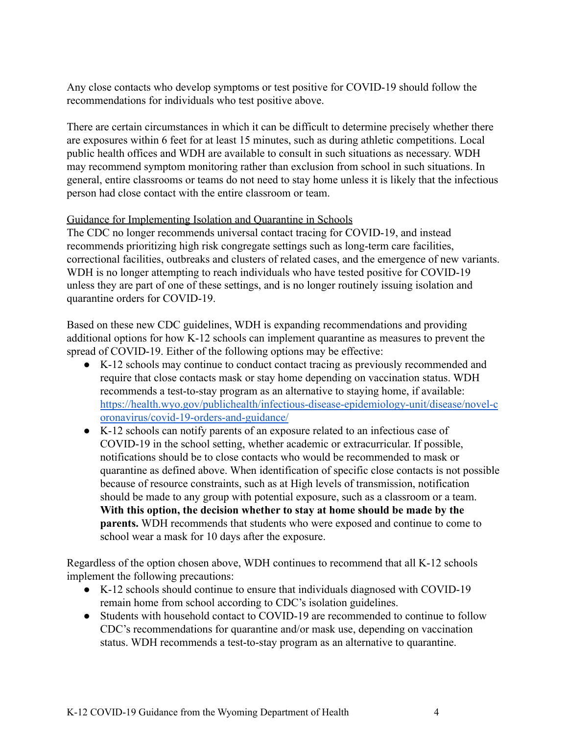Any close contacts who develop symptoms or test positive for COVID-19 should follow the recommendations for individuals who test positive above.

There are certain circumstances in which it can be difficult to determine precisely whether there are exposures within 6 feet for at least 15 minutes, such as during athletic competitions. Local public health offices and WDH are available to consult in such situations as necessary. WDH may recommend symptom monitoring rather than exclusion from school in such situations. In general, entire classrooms or teams do not need to stay home unless it is likely that the infectious person had close contact with the entire classroom or team.

Guidance for Implementing Isolation and Quarantine in Schools

The CDC no longer recommends universal contact tracing for COVID-19, and instead recommends prioritizing high risk congregate settings such as long-term care facilities, correctional facilities, outbreaks and clusters of related cases, and the emergence of new variants. WDH is no longer attempting to reach individuals who have tested positive for COVID-19 unless they are part of one of these settings, and is no longer routinely issuing isolation and quarantine orders for COVID-19.

Based on these new CDC guidelines, WDH is expanding recommendations and providing additional options for how K-12 schools can implement quarantine as measures to prevent the spread of COVID-19. Either of the following options may be effective:

- K-12 schools may continue to conduct contact tracing as previously recommended and require that close contacts mask or stay home depending on vaccination status. WDH recommends a test-to-stay program as an alternative to staying home, if available: [https://health.wyo.gov/publichealth/infectious-disease-epidemiology-unit/disease/novel-coronavirus/covid-19-orders-and-guidance/](https://health.wyo.gov/publichealth/infectious-disease-epidemiology-unit/disease/novel-coronavirus/covid-19-orders-and-guidance/)
- K-12 schools can notify parents of an exposure related to an infectious case of COVID-19 in the school setting, whether academic or extracurricular. If possible, notifications should be to close contacts who would be recommended to mask or quarantine as defined above. When identification of specific close contacts is not possible because of resource constraints, such as at High levels of transmission, notification should be made to any group with potential exposure, such as a classroom or a team. **With this option, the decision whether to stay at home should be made by the parents.** WDH recommends that students who were exposed and continue to come to school wear a mask for 10 days after the exposure.

Regardless of the option chosen above, WDH continues to recommend that all K-12 schools implement the following precautions:

- K-12 schools should continue to ensure that individuals diagnosed with COVID-19 remain home from school according to CDC's isolation guidelines.
- Students with household contact to COVID-19 are recommended to continue to follow CDC's recommendations for quarantine and/or mask use, depending on vaccination status. WDH recommends a test-to-stay program as an alternative to quarantine.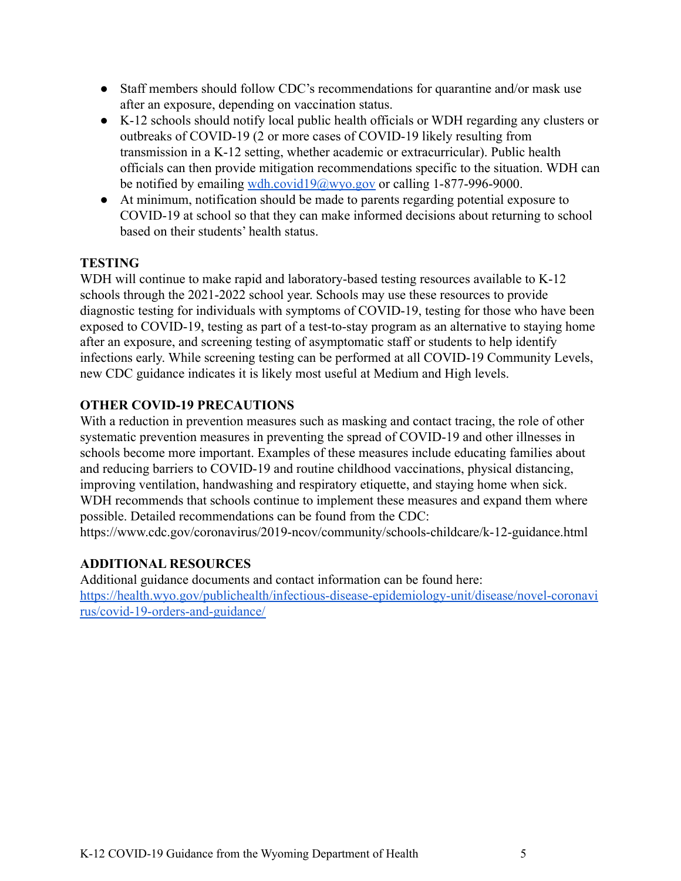- Staff members should follow CDC's recommendations for quarantine and/or mask use after an exposure, depending on vaccination status.
- K-12 schools should notify local public health officials or WDH regarding any clusters or outbreaks of COVID-19 (2 or more cases of COVID-19 likely resulting from transmission in a K-12 setting, whether academic or extracurricular). Public health officials can then provide mitigation recommendations specific to the situation. WDH can be notified by emailing [wdh.covid19@wyo.gov](mailto:wdh.covid19@wyo.gov) or calling 1-877-996-9000.
- At minimum, notification should be made to parents regarding potential exposure to COVID-19 at school so that they can make informed decisions about returning to school based on their students' health status.

**TESTING**

WDH will continue to make rapid and laboratory-based testing resources available to K-12 schools through the 2021-2022 school year. Schools may use these resources to provide diagnostic testing for individuals with symptoms of COVID-19, testing for those who have been exposed to COVID-19, testing as part of a test-to-stay program as an alternative to staying home after an exposure, and screening testing of asymptomatic staff or students to help identify infections early. While screening testing can be performed at all COVID-19 Community Levels, new CDC guidance indicates it is likely most useful at Medium and High levels.

**OTHER COVID-19 PRECAUTIONS**

With a reduction in prevention measures such as masking and contact tracing, the role of other systematic prevention measures in preventing the spread of COVID-19 and other illnesses in schools become more important. Examples of these measures include educating families about and reducing barriers to COVID-19 and routine childhood vaccinations, physical distancing, improving ventilation, handwashing and respiratory etiquette, and staying home when sick. WDH recommends that schools continue to implement these measures and expand them where possible. Detailed recommendations can be found from the CDC: https://www.cdc.gov/coronavirus/2019-ncov/community/schools-childcare/k-12-guidance.html

**ADDITIONAL RESOURCES**

Additional guidance documents and contact information can be found here: [https://health.wyo.gov/publichealth/infectious-disease-epidemiology-unit/disease/novel-coronavirus/covid-19-orders-and-guidance/](https://health.wyo.gov/publichealth/infectious-disease-epidemiology-unit/disease/novel-coronavirus/covid-19-orders-and-guidance/)